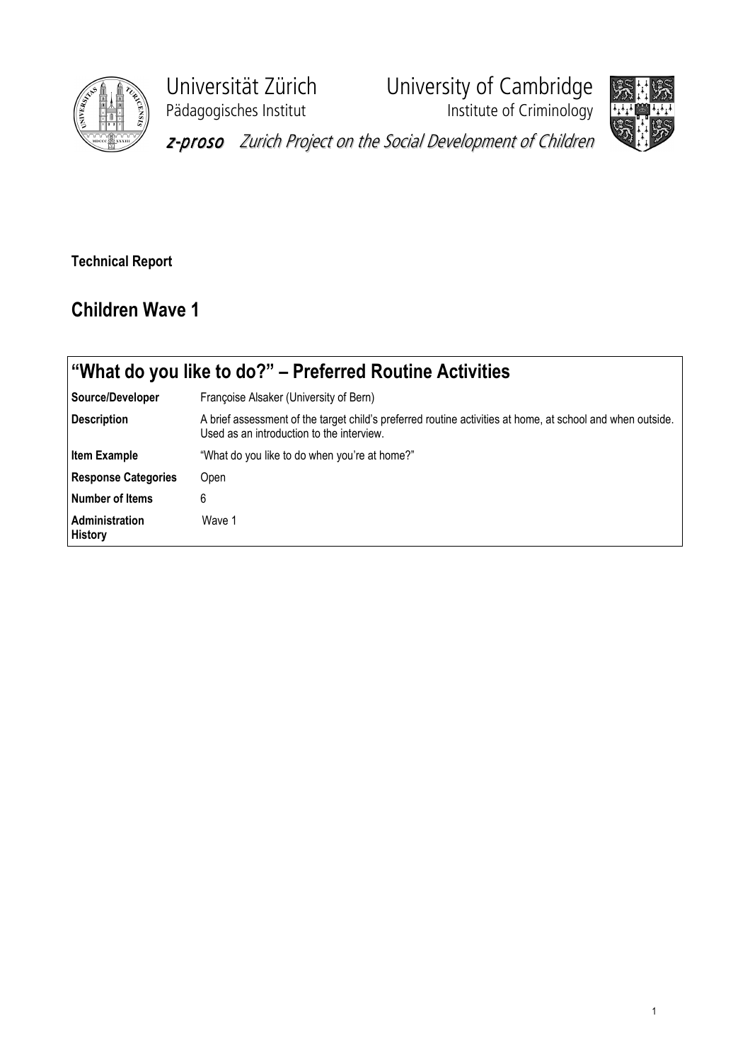Universität Zürich
Pädagogisches Institut

University of Cambridge
Institute of Criminology

*z-proso Zurich Project on the Social Development of Children*

**Technical Report**

## Children Wave 1

| "What do you like to do?" – Preferred Routine Activities | |
|---|---|
| **Source/Developer** | Françoise Alsaker (University of Bern) |
| **Description** | A brief assessment of the target child's preferred routine activities at home, at school and when outside. Used as an introduction to the interview. |
| **Item Example** | "What do you like to do when you're at home?" |
| **Response Categories** | Open |
| **Number of Items** | 6 |
| **Administration History** | Wave 1 |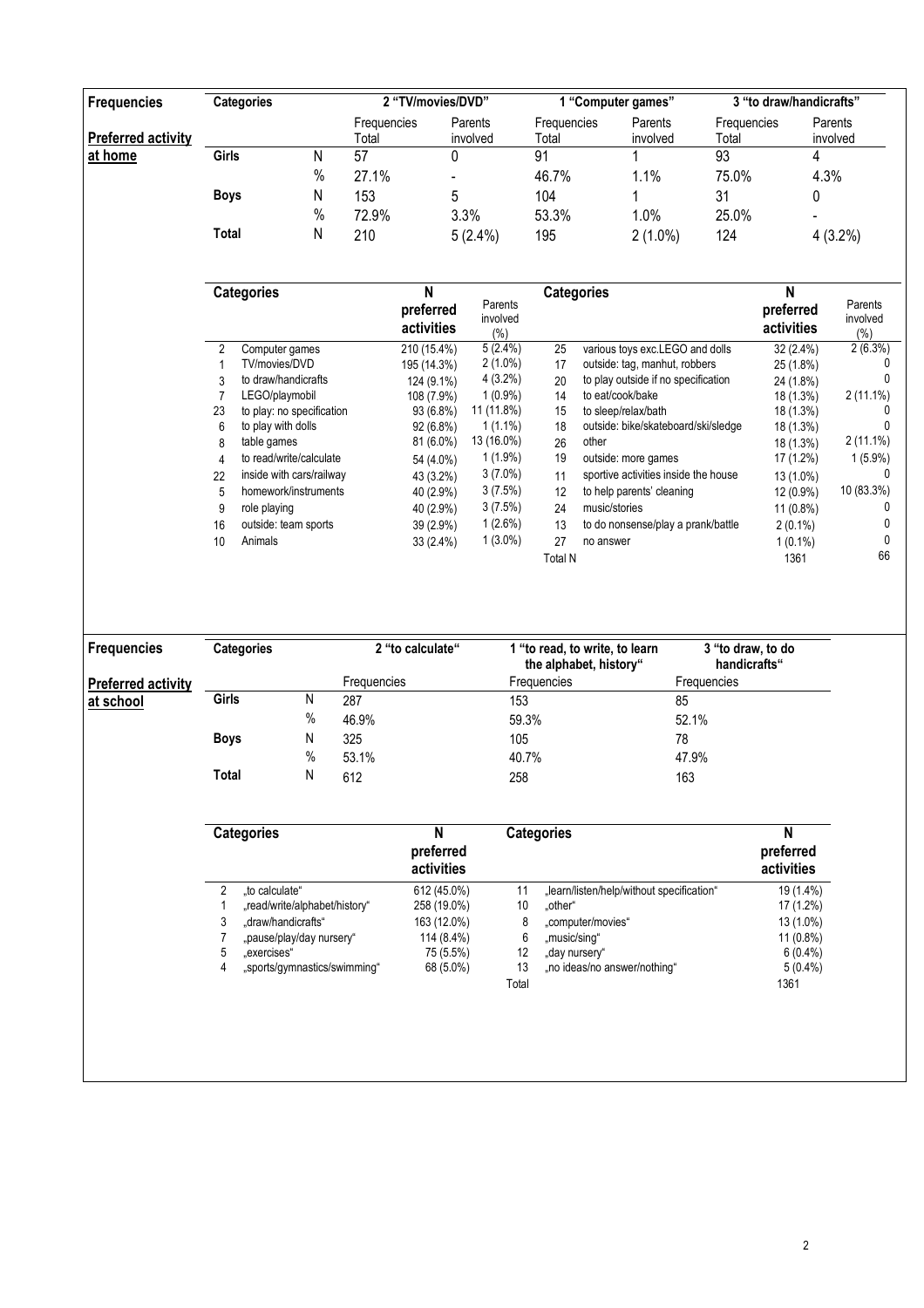**Frequencies**

**Preferred activity at home**

| Categories | | 2 "TV/movies/DVD" | | 1 "Computer games" | | 3 "to draw/handicrafts" | |
|---|---|---|---|---|---|---|---|
| | | Frequencies Total | Parents involved | Frequencies Total | Parents involved | Frequencies Total | Parents involved |
| **Girls** | N | 57 | 0 | 91 | 1 | 93 | 4 |
| | % | 27.1% | - | 46.7% | 1.1% | 75.0% | 4.3% |
| **Boys** | N | 153 | 5 | 104 | 1 | 31 | 0 |
| | % | 72.9% | 3.3% | 53.3% | 1.0% | 25.0% | - |
| **Total** | N | 210 | 5 (2.4%) | 195 | 2 (1.0%) | 124 | 4 (3.2%) |

| | Categories | N preferred activities | Parents involved (%) | | Categories | N preferred activities | Parents involved (%) |
|---|---|---|---|---|---|---|---|
| 2 | Computer games | 210 (15.4%) | 5 (2.4%) | 25 | various toys exc.LEGO and dolls | 32 (2.4%) | 2 (6.3%) |
| 1 | TV/movies/DVD | 195 (14.3%) | 2 (1.0%) | 17 | outside: tag, manhut, robbers | 25 (1.8%) | 0 |
| 3 | to draw/handicrafts | 124 (9.1%) | 4 (3.2%) | 20 | to play outside if no specification | 24 (1.8%) | 0 |
| 7 | LEGO/playmobil | 108 (7.9%) | 1 (0.9%) | 14 | to eat/cook/bake | 18 (1.3%) | 2 (11.1%) |
| 23 | to play: no specification | 93 (6.8%) | 11 (11.8%) | 15 | to sleep/relax/bath | 18 (1.3%) | 0 |
| 6 | to play with dolls | 92 (6.8%) | 1 (1.1%) | 18 | outside: bike/skateboard/ski/sledge | 18 (1.3%) | 0 |
| 8 | table games | 81 (6.0%) | 13 (16.0%) | 26 | other | 18 (1.3%) | 2 (11.1%) |
| 4 | to read/write/calculate | 54 (4.0%) | 1 (1.9%) | 19 | outside: more games | 17 (1.2%) | 1 (5.9%) |
| 22 | inside with cars/railway | 43 (3.2%) | 3 (7.0%) | 11 | sportive activities inside the house | 13 (1.0%) | 0 |
| 5 | homework/instruments | 40 (2.9%) | 3 (7.5%) | 12 | to help parents' cleaning | 12 (0.9%) | 10 (83.3%) |
| 9 | role playing | 40 (2.9%) | 3 (7.5%) | 24 | music/stories | 11 (0.8%) | 0 |
| 16 | outside: team sports | 39 (2.9%) | 1 (2.6%) | 13 | to do nonsense/play a prank/battle | 2 (0.1%) | 0 |
| 10 | Animals | 33 (2.4%) | 1 (3.0%) | 27 | no answer | 1 (0.1%) | 0 |
| | | | | Total N | | 1361 | 66 |

**Frequencies**

**Preferred activity at school**

| Categories | | 2 "to calculate" | 1 "to read, to write, to learn the alphabet, history" | 3 "to draw, to do handicrafts" |
|---|---|---|---|---|
| | | Frequencies | Frequencies | Frequencies |
| **Girls** | N | 287 | 153 | 85 |
| | % | 46.9% | 59.3% | 52.1% |
| **Boys** | N | 325 | 105 | 78 |
| | % | 53.1% | 40.7% | 47.9% |
| **Total** | N | 612 | 258 | 163 |

| | Categories | N preferred activities | | Categories | N preferred activities |
|---|---|---|---|---|---|
| 2 | „to calculate" | 612 (45.0%) | 11 | „learn/listen/help/without specification" | 19 (1.4%) |
| 1 | „read/write/alphabet/history" | 258 (19.0%) | 10 | „other" | 17 (1.2%) |
| 3 | „draw/handicrafts" | 163 (12.0%) | 8 | „computer/movies" | 13 (1.0%) |
| 7 | „pause/play/day nursery" | 114 (8.4%) | 6 | „music/sing" | 11 (0.8%) |
| 5 | „exercises" | 75 (5.5%) | 12 | „day nursery" | 6 (0.4%) |
| 4 | „sports/gymnastics/swimming" | 68 (5.0%) | 13 | „no ideas/no answer/nothing" | 5 (0.4%) |
| | | | Total | | 1361 |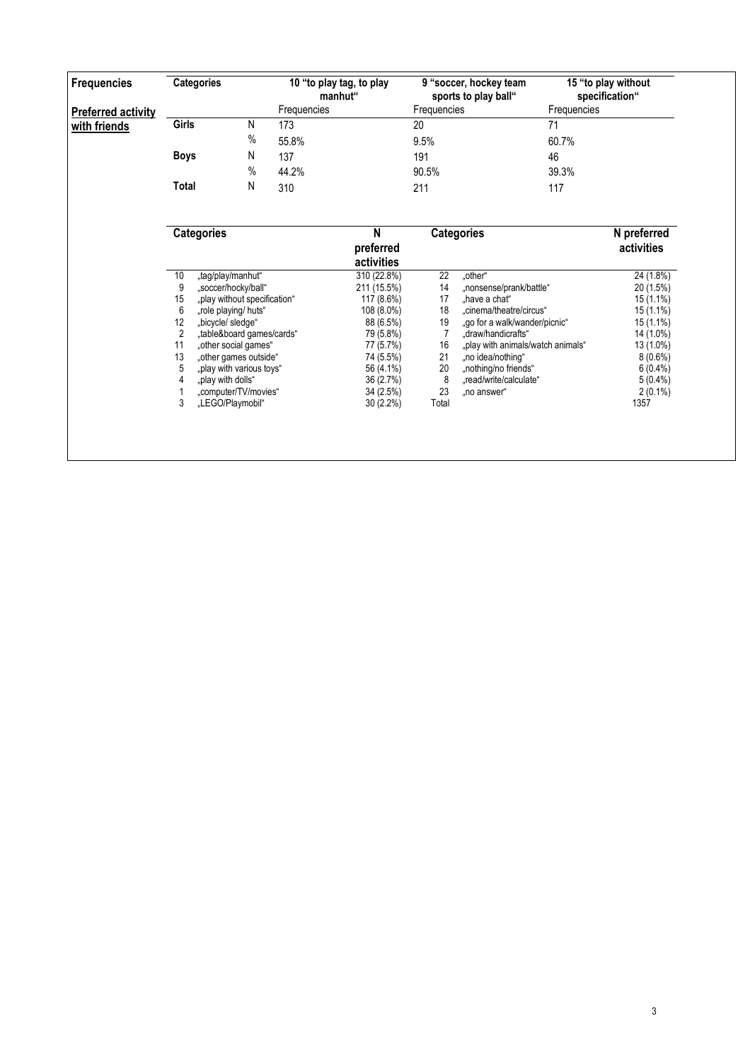**Frequencies**

**Preferred activity with friends**

| **Categories** | | **10 "to play tag, to play manhut"** | **9 "soccer, hockey team sports to play ball"** | **15 "to play without specification"** |
|---|---|---|---|---|
| | | Frequencies | Frequencies | Frequencies |
| **Girls** | N | 173 | 20 | 71 |
| | % | 55.8% | 9.5% | 60.7% |
| **Boys** | N | 137 | 191 | 46 |
| | % | 44.2% | 90.5% | 39.3% |
| **Total** | N | 310 | 211 | 117 |

| **Categories** | | **N preferred activities** | **Categories** | | **N preferred activities** |
|---|---|---|---|---|---|
| 10 | „tag/play/manhut" | 310 (22.8%) | 22 | „other" | 24 (1.8%) |
| 9 | „soccer/hocky/ball" | 211 (15.5%) | 14 | „nonsense/prank/battle" | 20 (1.5%) |
| 15 | „play without specification" | 117 (8.6%) | 17 | „have a chat" | 15 (1.1%) |
| 6 | „role playing/ huts" | 108 (8.0%) | 18 | „cinema/theatre/circus" | 15 (1.1%) |
| 12 | „bicycle/ sledge" | 88 (6.5%) | 19 | „go for a walk/wander/picnic" | 15 (1.1%) |
| 2 | „table&board games/cards" | 79 (5.8%) | 7 | „draw/handicrafts" | 14 (1.0%) |
| 11 | „other social games" | 77 (5.7%) | 16 | „play with animals/watch animals" | 13 (1.0%) |
| 13 | „other games outside" | 74 (5.5%) | 21 | „no idea/nothing" | 8 (0.6%) |
| 5 | „play with various toys" | 56 (4.1%) | 20 | „nothing/no friends" | 6 (0.4%) |
| 4 | „play with dolls" | 36 (2.7%) | 8 | „read/write/calculate" | 5 (0.4%) |
| 1 | „computer/TV/movies" | 34 (2.5%) | 23 | „no answer" | 2 (0.1%) |
| 3 | „LEGO/Playmobil" | 30 (2.2%) | Total | | 1357 |